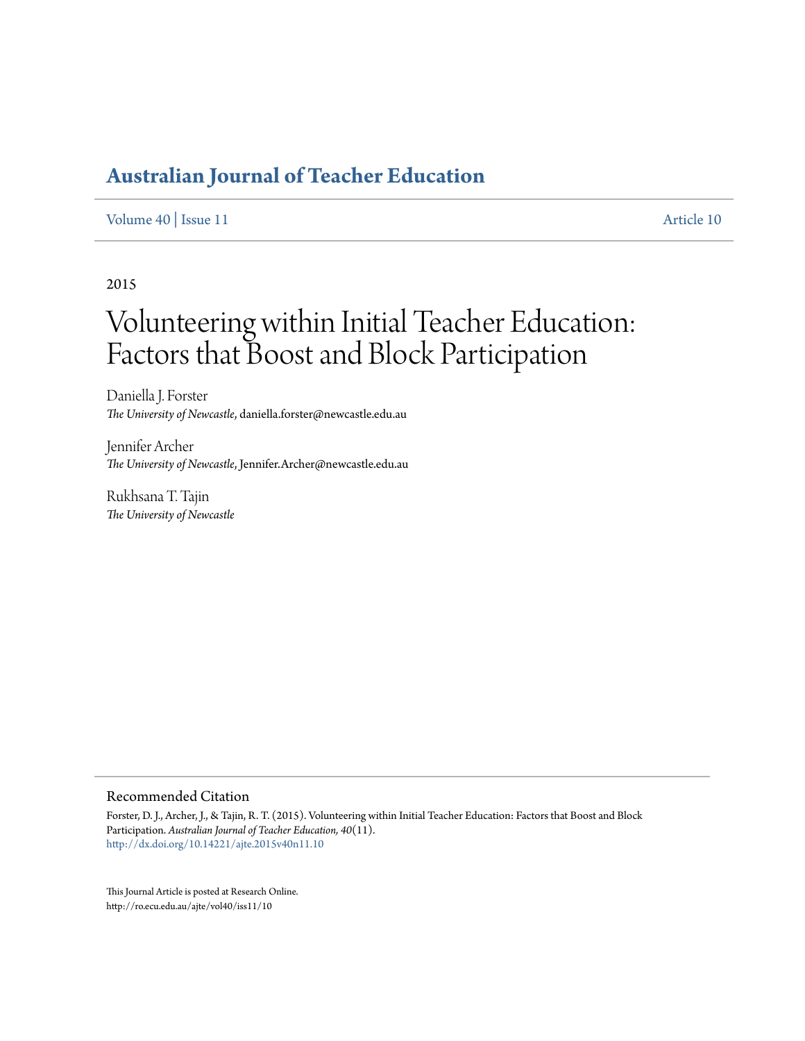# Australian Journal of Teacher Education

Volume 40 | Issue 11 Article 10

2015

# Volunteering within Initial Teacher Education: Factors that Boost and Block Participation

Daniella J. Forster
*The University of Newcastle*, daniella.forster@newcastle.edu.au

Jennifer Archer
*The University of Newcastle*, Jennifer.Archer@newcastle.edu.au

Rukhsana T. Tajin
*The University of Newcastle*

## Recommended Citation

Forster, D. J., Archer, J., & Tajin, R. T. (2015). Volunteering within Initial Teacher Education: Factors that Boost and Block Participation. *Australian Journal of Teacher Education, 40*(11).
http://dx.doi.org/10.14221/ajte.2015v40n11.10

This Journal Article is posted at Research Online.
http://ro.ecu.edu.au/ajte/vol40/iss11/10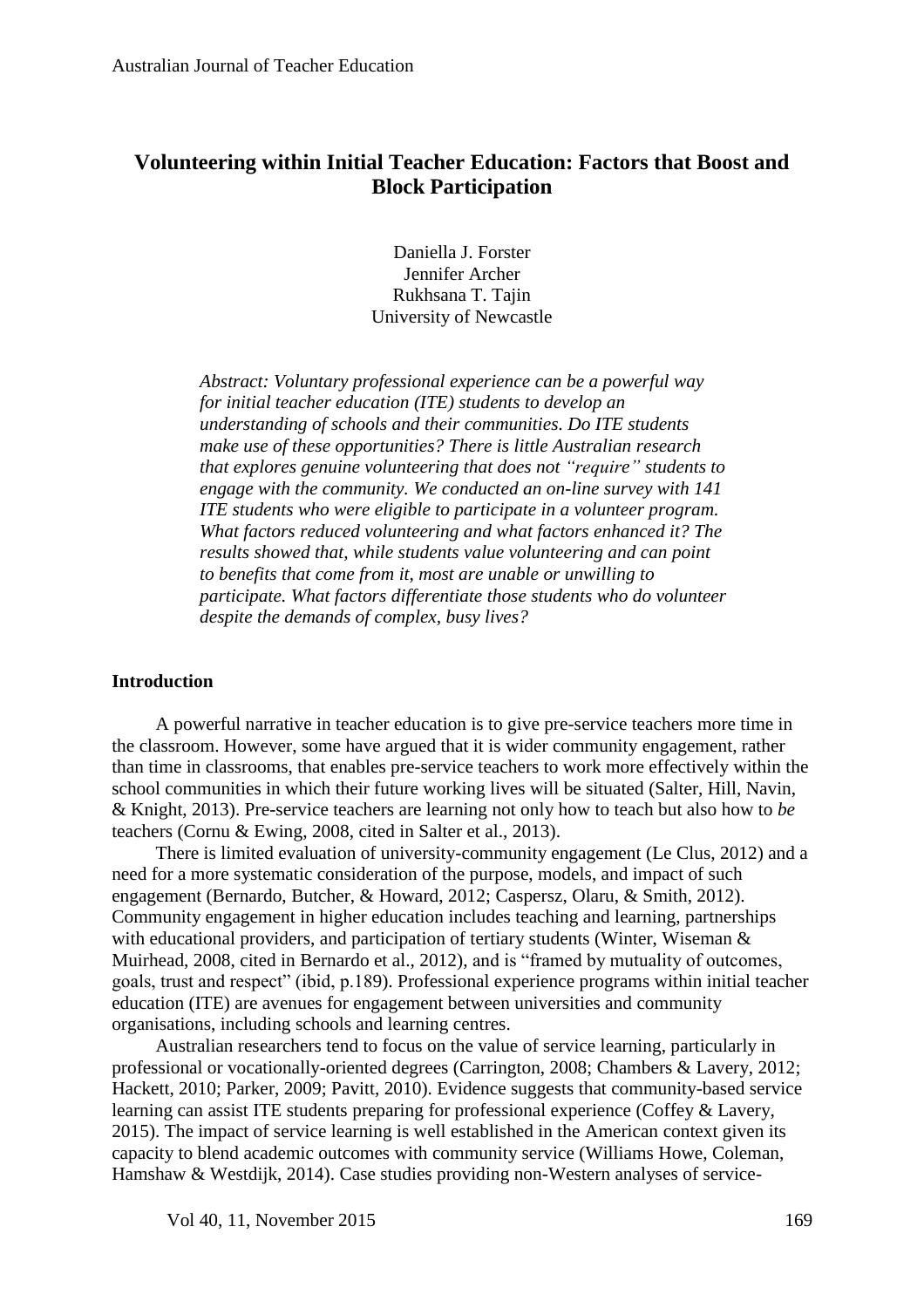# Volunteering within Initial Teacher Education: Factors that Boost and Block Participation

Daniella J. Forster
Jennifer Archer
Rukhsana T. Tajin
University of Newcastle

*Abstract: Voluntary professional experience can be a powerful way for initial teacher education (ITE) students to develop an understanding of schools and their communities. Do ITE students make use of these opportunities? There is little Australian research that explores genuine volunteering that does not "require" students to engage with the community. We conducted an on-line survey with 141 ITE students who were eligible to participate in a volunteer program. What factors reduced volunteering and what factors enhanced it? The results showed that, while students value volunteering and can point to benefits that come from it, most are unable or unwilling to participate. What factors differentiate those students who do volunteer despite the demands of complex, busy lives?*

## Introduction

A powerful narrative in teacher education is to give pre-service teachers more time in the classroom. However, some have argued that it is wider community engagement, rather than time in classrooms, that enables pre-service teachers to work more effectively within the school communities in which their future working lives will be situated (Salter, Hill, Navin, & Knight, 2013). Pre-service teachers are learning not only how to teach but also how to *be* teachers (Cornu & Ewing, 2008, cited in Salter et al., 2013).

There is limited evaluation of university-community engagement (Le Clus, 2012) and a need for a more systematic consideration of the purpose, models, and impact of such engagement (Bernardo, Butcher, & Howard, 2012; Caspersz, Olaru, & Smith, 2012). Community engagement in higher education includes teaching and learning, partnerships with educational providers, and participation of tertiary students (Winter, Wiseman & Muirhead, 2008, cited in Bernardo et al., 2012), and is "framed by mutuality of outcomes, goals, trust and respect" (ibid, p.189). Professional experience programs within initial teacher education (ITE) are avenues for engagement between universities and community organisations, including schools and learning centres.

Australian researchers tend to focus on the value of service learning, particularly in professional or vocationally-oriented degrees (Carrington, 2008; Chambers & Lavery, 2012; Hackett, 2010; Parker, 2009; Pavitt, 2010). Evidence suggests that community-based service learning can assist ITE students preparing for professional experience (Coffey & Lavery, 2015). The impact of service learning is well established in the American context given its capacity to blend academic outcomes with community service (Williams Howe, Coleman, Hamshaw & Westdijk, 2014). Case studies providing non-Western analyses of service-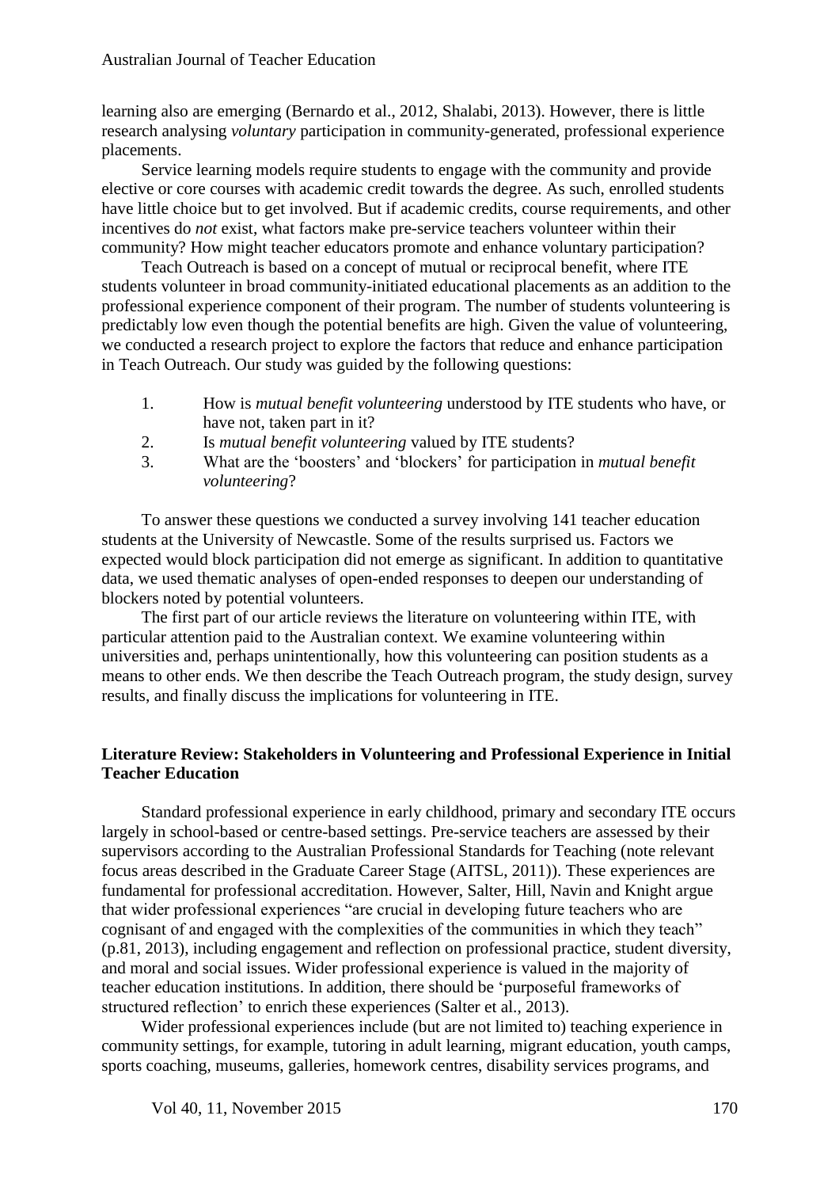learning also are emerging (Bernardo et al., 2012, Shalabi, 2013). However, there is little research analysing *voluntary* participation in community-generated, professional experience placements.

Service learning models require students to engage with the community and provide elective or core courses with academic credit towards the degree. As such, enrolled students have little choice but to get involved. But if academic credits, course requirements, and other incentives do *not* exist, what factors make pre-service teachers volunteer within their community? How might teacher educators promote and enhance voluntary participation?

Teach Outreach is based on a concept of mutual or reciprocal benefit, where ITE students volunteer in broad community-initiated educational placements as an addition to the professional experience component of their program. The number of students volunteering is predictably low even though the potential benefits are high. Given the value of volunteering, we conducted a research project to explore the factors that reduce and enhance participation in Teach Outreach. Our study was guided by the following questions:

1. How is *mutual benefit volunteering* understood by ITE students who have, or have not, taken part in it?
2. Is *mutual benefit volunteering* valued by ITE students?
3. What are the 'boosters' and 'blockers' for participation in *mutual benefit volunteering*?

To answer these questions we conducted a survey involving 141 teacher education students at the University of Newcastle. Some of the results surprised us. Factors we expected would block participation did not emerge as significant. In addition to quantitative data, we used thematic analyses of open-ended responses to deepen our understanding of blockers noted by potential volunteers.

The first part of our article reviews the literature on volunteering within ITE, with particular attention paid to the Australian context. We examine volunteering within universities and, perhaps unintentionally, how this volunteering can position students as a means to other ends. We then describe the Teach Outreach program, the study design, survey results, and finally discuss the implications for volunteering in ITE.

## Literature Review: Stakeholders in Volunteering and Professional Experience in Initial Teacher Education

Standard professional experience in early childhood, primary and secondary ITE occurs largely in school-based or centre-based settings. Pre-service teachers are assessed by their supervisors according to the Australian Professional Standards for Teaching (note relevant focus areas described in the Graduate Career Stage (AITSL, 2011)). These experiences are fundamental for professional accreditation. However, Salter, Hill, Navin and Knight argue that wider professional experiences "are crucial in developing future teachers who are cognisant of and engaged with the complexities of the communities in which they teach" (p.81, 2013), including engagement and reflection on professional practice, student diversity, and moral and social issues. Wider professional experience is valued in the majority of teacher education institutions. In addition, there should be 'purposeful frameworks of structured reflection' to enrich these experiences (Salter et al., 2013).

Wider professional experiences include (but are not limited to) teaching experience in community settings, for example, tutoring in adult learning, migrant education, youth camps, sports coaching, museums, galleries, homework centres, disability services programs, and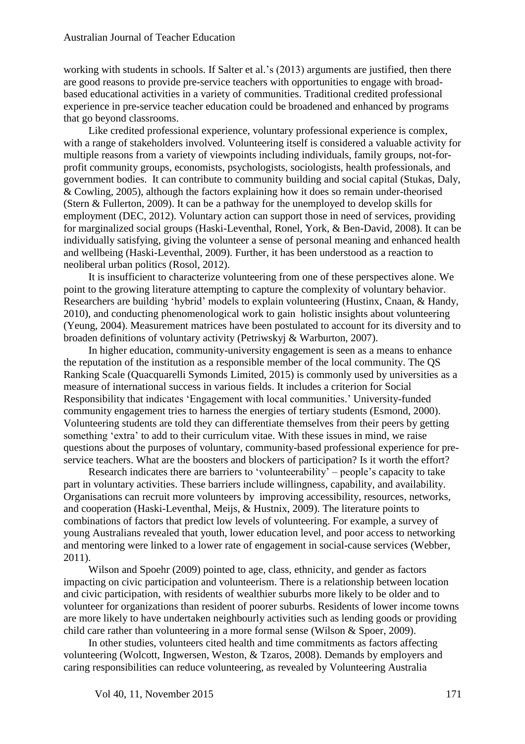working with students in schools. If Salter et al.'s (2013) arguments are justified, then there are good reasons to provide pre-service teachers with opportunities to engage with broad-based educational activities in a variety of communities. Traditional credited professional experience in pre-service teacher education could be broadened and enhanced by programs that go beyond classrooms.

Like credited professional experience, voluntary professional experience is complex, with a range of stakeholders involved. Volunteering itself is considered a valuable activity for multiple reasons from a variety of viewpoints including individuals, family groups, not-for-profit community groups, economists, psychologists, sociologists, health professionals, and government bodies. It can contribute to community building and social capital (Stukas, Daly, & Cowling, 2005), although the factors explaining how it does so remain under-theorised (Stern & Fullerton, 2009). It can be a pathway for the unemployed to develop skills for employment (DEC, 2012). Voluntary action can support those in need of services, providing for marginalized social groups (Haski-Leventhal, Ronel, York, & Ben-David, 2008). It can be individually satisfying, giving the volunteer a sense of personal meaning and enhanced health and wellbeing (Haski-Leventhal, 2009). Further, it has been understood as a reaction to neoliberal urban politics (Rosol, 2012).

It is insufficient to characterize volunteering from one of these perspectives alone. We point to the growing literature attempting to capture the complexity of voluntary behavior. Researchers are building 'hybrid' models to explain volunteering (Hustinx, Cnaan, & Handy, 2010), and conducting phenomenological work to gain holistic insights about volunteering (Yeung, 2004). Measurement matrices have been postulated to account for its diversity and to broaden definitions of voluntary activity (Petriwskyj & Warburton, 2007).

In higher education, community-university engagement is seen as a means to enhance the reputation of the institution as a responsible member of the local community. The QS Ranking Scale (Quacquarelli Symonds Limited, 2015) is commonly used by universities as a measure of international success in various fields. It includes a criterion for Social Responsibility that indicates 'Engagement with local communities.' University-funded community engagement tries to harness the energies of tertiary students (Esmond, 2000). Volunteering students are told they can differentiate themselves from their peers by getting something 'extra' to add to their curriculum vitae. With these issues in mind, we raise questions about the purposes of voluntary, community-based professional experience for pre-service teachers. What are the boosters and blockers of participation? Is it worth the effort?

Research indicates there are barriers to 'volunteerability' – people's capacity to take part in voluntary activities. These barriers include willingness, capability, and availability. Organisations can recruit more volunteers by improving accessibility, resources, networks, and cooperation (Haski-Leventhal, Meijs, & Hustnix, 2009). The literature points to combinations of factors that predict low levels of volunteering. For example, a survey of young Australians revealed that youth, lower education level, and poor access to networking and mentoring were linked to a lower rate of engagement in social-cause services (Webber, 2011).

Wilson and Spoehr (2009) pointed to age, class, ethnicity, and gender as factors impacting on civic participation and volunteerism. There is a relationship between location and civic participation, with residents of wealthier suburbs more likely to be older and to volunteer for organizations than resident of poorer suburbs. Residents of lower income towns are more likely to have undertaken neighbourly activities such as lending goods or providing child care rather than volunteering in a more formal sense (Wilson & Spoer, 2009).

In other studies, volunteers cited health and time commitments as factors affecting volunteering (Wolcott, Ingwersen, Weston, & Tzaros, 2008). Demands by employers and caring responsibilities can reduce volunteering, as revealed by Volunteering Australia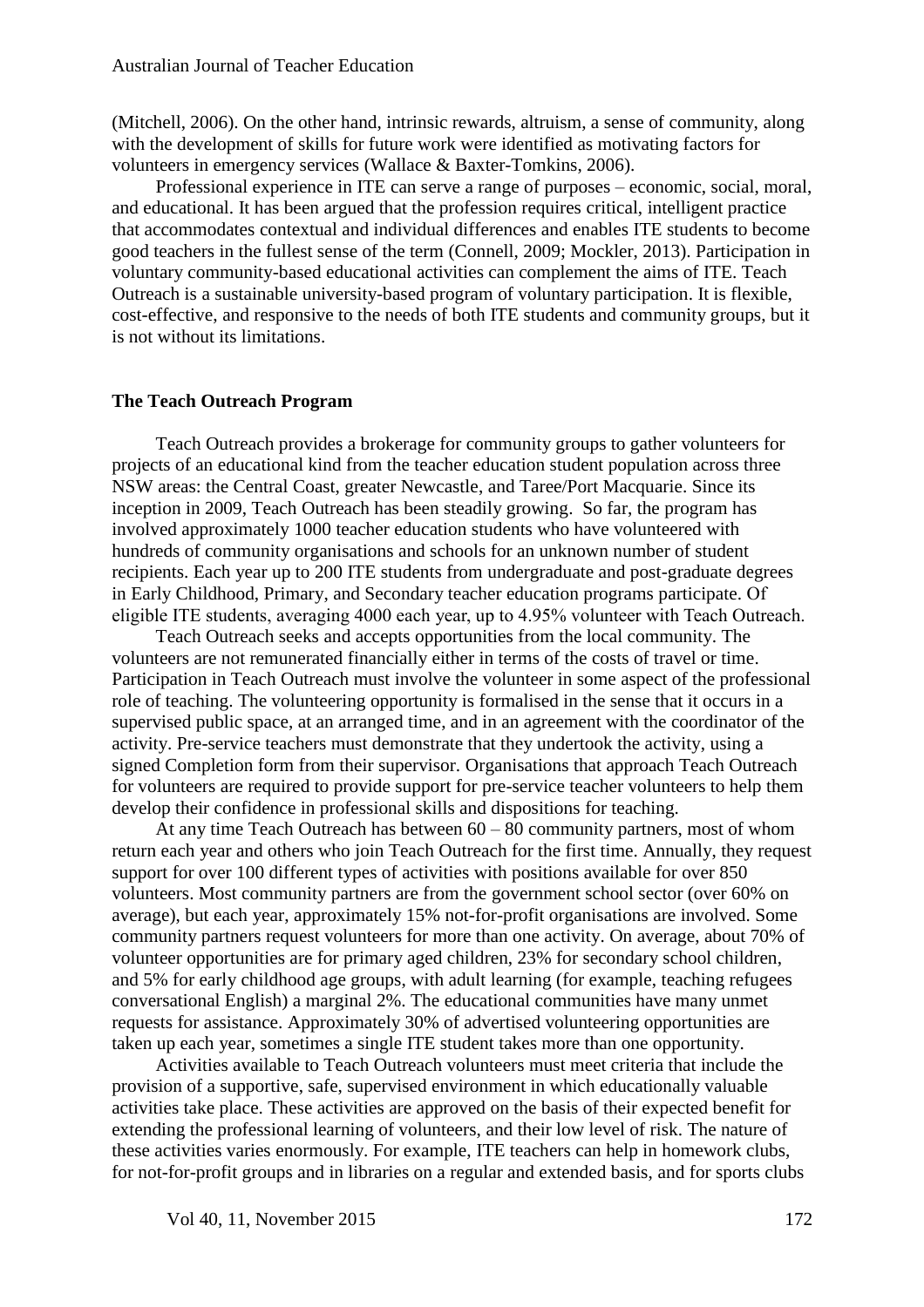(Mitchell, 2006). On the other hand, intrinsic rewards, altruism, a sense of community, along with the development of skills for future work were identified as motivating factors for volunteers in emergency services (Wallace & Baxter-Tomkins, 2006).

Professional experience in ITE can serve a range of purposes – economic, social, moral, and educational. It has been argued that the profession requires critical, intelligent practice that accommodates contextual and individual differences and enables ITE students to become good teachers in the fullest sense of the term (Connell, 2009; Mockler, 2013). Participation in voluntary community-based educational activities can complement the aims of ITE. Teach Outreach is a sustainable university-based program of voluntary participation. It is flexible, cost-effective, and responsive to the needs of both ITE students and community groups, but it is not without its limitations.

## The Teach Outreach Program

Teach Outreach provides a brokerage for community groups to gather volunteers for projects of an educational kind from the teacher education student population across three NSW areas: the Central Coast, greater Newcastle, and Taree/Port Macquarie. Since its inception in 2009, Teach Outreach has been steadily growing. So far, the program has involved approximately 1000 teacher education students who have volunteered with hundreds of community organisations and schools for an unknown number of student recipients. Each year up to 200 ITE students from undergraduate and post-graduate degrees in Early Childhood, Primary, and Secondary teacher education programs participate. Of eligible ITE students, averaging 4000 each year, up to 4.95% volunteer with Teach Outreach.

Teach Outreach seeks and accepts opportunities from the local community. The volunteers are not remunerated financially either in terms of the costs of travel or time. Participation in Teach Outreach must involve the volunteer in some aspect of the professional role of teaching. The volunteering opportunity is formalised in the sense that it occurs in a supervised public space, at an arranged time, and in an agreement with the coordinator of the activity. Pre-service teachers must demonstrate that they undertook the activity, using a signed Completion form from their supervisor. Organisations that approach Teach Outreach for volunteers are required to provide support for pre-service teacher volunteers to help them develop their confidence in professional skills and dispositions for teaching.

At any time Teach Outreach has between 60 – 80 community partners, most of whom return each year and others who join Teach Outreach for the first time. Annually, they request support for over 100 different types of activities with positions available for over 850 volunteers. Most community partners are from the government school sector (over 60% on average), but each year, approximately 15% not-for-profit organisations are involved. Some community partners request volunteers for more than one activity. On average, about 70% of volunteer opportunities are for primary aged children, 23% for secondary school children, and 5% for early childhood age groups, with adult learning (for example, teaching refugees conversational English) a marginal 2%. The educational communities have many unmet requests for assistance. Approximately 30% of advertised volunteering opportunities are taken up each year, sometimes a single ITE student takes more than one opportunity.

Activities available to Teach Outreach volunteers must meet criteria that include the provision of a supportive, safe, supervised environment in which educationally valuable activities take place. These activities are approved on the basis of their expected benefit for extending the professional learning of volunteers, and their low level of risk. The nature of these activities varies enormously. For example, ITE teachers can help in homework clubs, for not-for-profit groups and in libraries on a regular and extended basis, and for sports clubs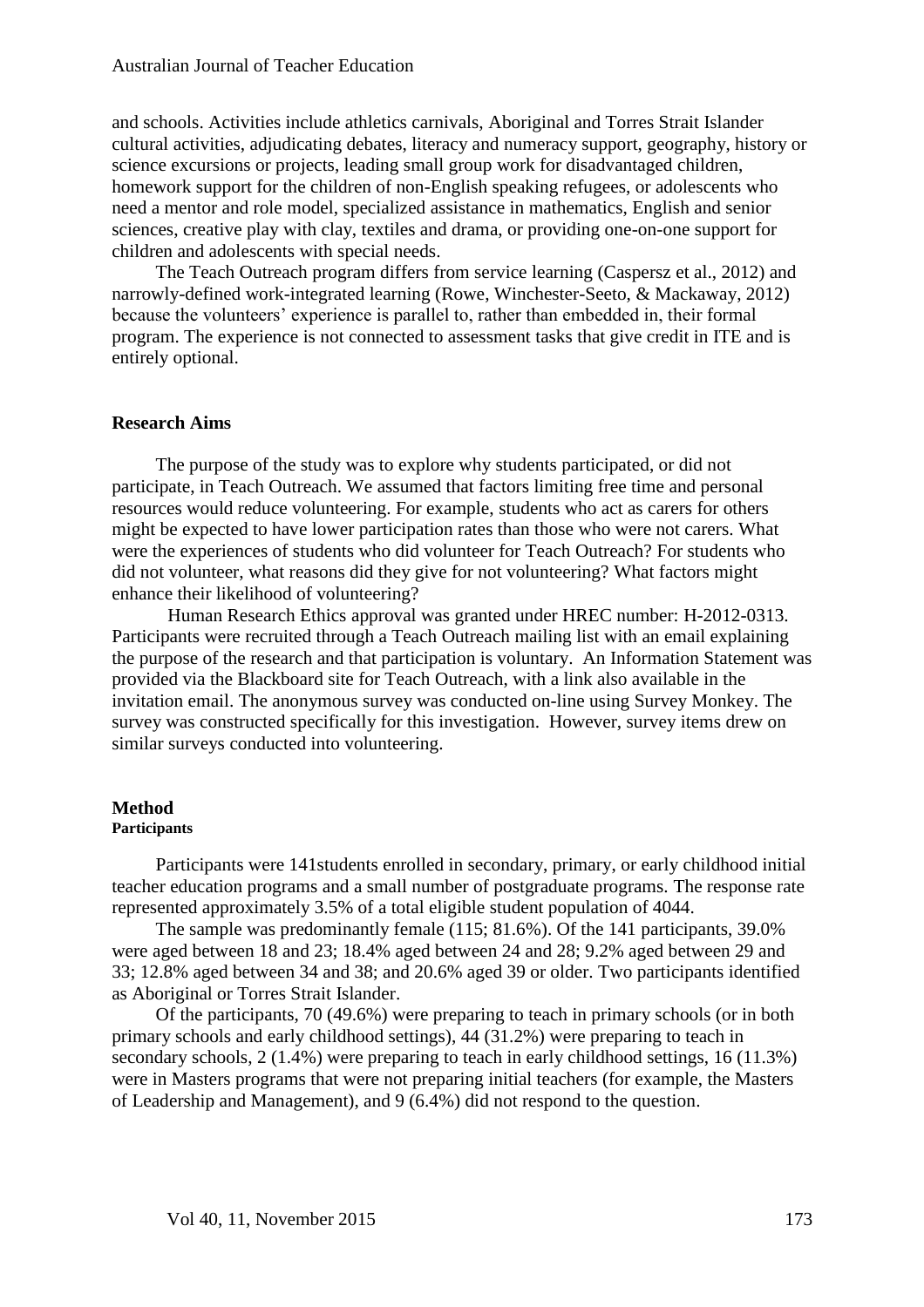and schools. Activities include athletics carnivals, Aboriginal and Torres Strait Islander cultural activities, adjudicating debates, literacy and numeracy support, geography, history or science excursions or projects, leading small group work for disadvantaged children, homework support for the children of non-English speaking refugees, or adolescents who need a mentor and role model, specialized assistance in mathematics, English and senior sciences, creative play with clay, textiles and drama, or providing one-on-one support for children and adolescents with special needs.

The Teach Outreach program differs from service learning (Caspersz et al., 2012) and narrowly-defined work-integrated learning (Rowe, Winchester-Seeto, & Mackaway, 2012) because the volunteers' experience is parallel to, rather than embedded in, their formal program. The experience is not connected to assessment tasks that give credit in ITE and is entirely optional.

## Research Aims

The purpose of the study was to explore why students participated, or did not participate, in Teach Outreach. We assumed that factors limiting free time and personal resources would reduce volunteering. For example, students who act as carers for others might be expected to have lower participation rates than those who were not carers. What were the experiences of students who did volunteer for Teach Outreach? For students who did not volunteer, what reasons did they give for not volunteering? What factors might enhance their likelihood of volunteering?

Human Research Ethics approval was granted under HREC number: H-2012-0313. Participants were recruited through a Teach Outreach mailing list with an email explaining the purpose of the research and that participation is voluntary. An Information Statement was provided via the Blackboard site for Teach Outreach, with a link also available in the invitation email. The anonymous survey was conducted on-line using Survey Monkey. The survey was constructed specifically for this investigation. However, survey items drew on similar surveys conducted into volunteering.

## Method

### Participants

Participants were 141students enrolled in secondary, primary, or early childhood initial teacher education programs and a small number of postgraduate programs. The response rate represented approximately 3.5% of a total eligible student population of 4044.

The sample was predominantly female (115; 81.6%). Of the 141 participants, 39.0% were aged between 18 and 23; 18.4% aged between 24 and 28; 9.2% aged between 29 and 33; 12.8% aged between 34 and 38; and 20.6% aged 39 or older. Two participants identified as Aboriginal or Torres Strait Islander.

Of the participants, 70 (49.6%) were preparing to teach in primary schools (or in both primary schools and early childhood settings), 44 (31.2%) were preparing to teach in secondary schools, 2 (1.4%) were preparing to teach in early childhood settings, 16 (11.3%) were in Masters programs that were not preparing initial teachers (for example, the Masters of Leadership and Management), and 9 (6.4%) did not respond to the question.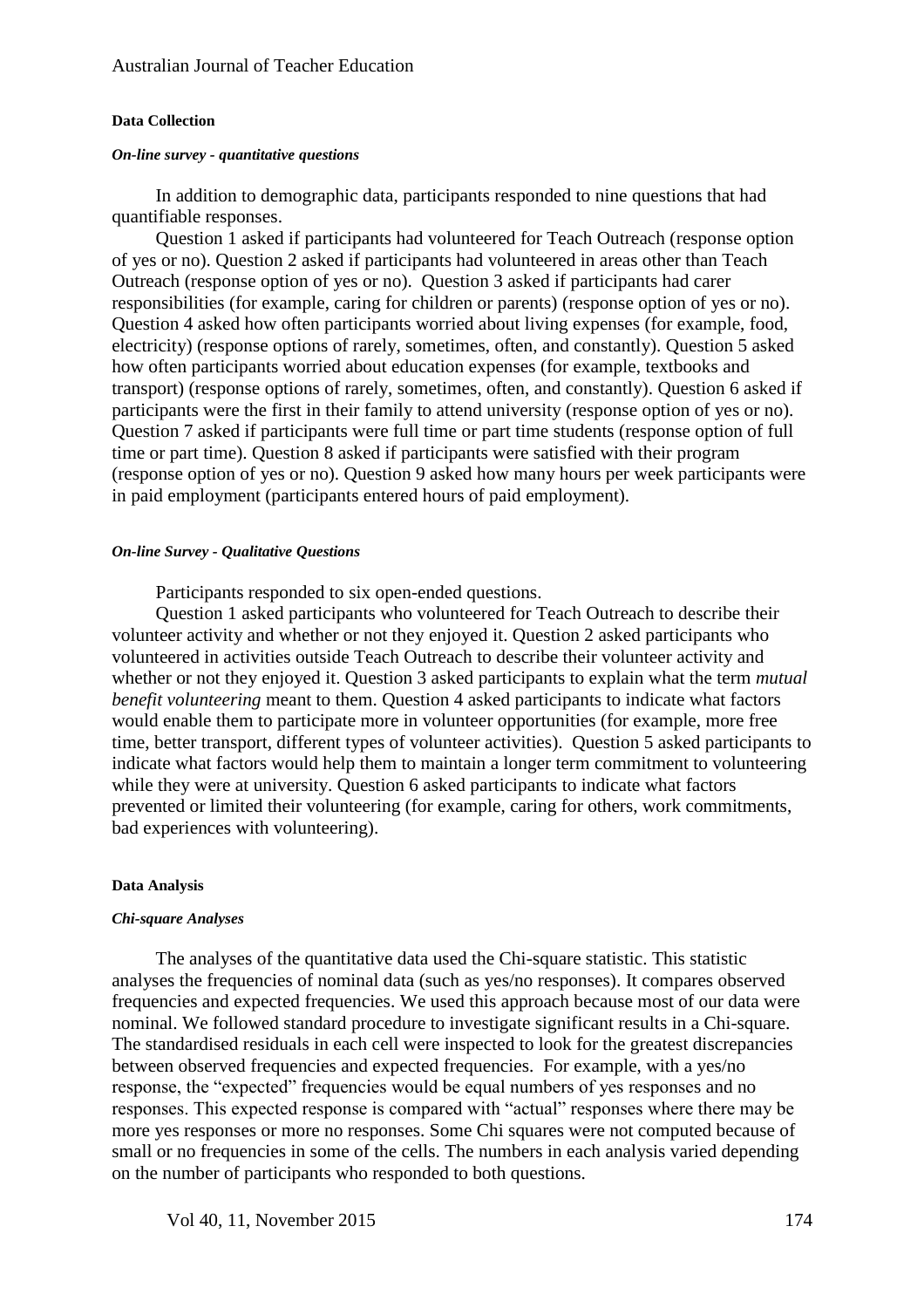#### Data Collection

##### *On-line survey - quantitative questions*

In addition to demographic data, participants responded to nine questions that had quantifiable responses.

Question 1 asked if participants had volunteered for Teach Outreach (response option of yes or no). Question 2 asked if participants had volunteered in areas other than Teach Outreach (response option of yes or no). Question 3 asked if participants had carer responsibilities (for example, caring for children or parents) (response option of yes or no). Question 4 asked how often participants worried about living expenses (for example, food, electricity) (response options of rarely, sometimes, often, and constantly). Question 5 asked how often participants worried about education expenses (for example, textbooks and transport) (response options of rarely, sometimes, often, and constantly). Question 6 asked if participants were the first in their family to attend university (response option of yes or no). Question 7 asked if participants were full time or part time students (response option of full time or part time). Question 8 asked if participants were satisfied with their program (response option of yes or no). Question 9 asked how many hours per week participants were in paid employment (participants entered hours of paid employment).

##### *On-line Survey - Qualitative Questions*

Participants responded to six open-ended questions.

Question 1 asked participants who volunteered for Teach Outreach to describe their volunteer activity and whether or not they enjoyed it. Question 2 asked participants who volunteered in activities outside Teach Outreach to describe their volunteer activity and whether or not they enjoyed it. Question 3 asked participants to explain what the term *mutual benefit volunteering* meant to them. Question 4 asked participants to indicate what factors would enable them to participate more in volunteer opportunities (for example, more free time, better transport, different types of volunteer activities). Question 5 asked participants to indicate what factors would help them to maintain a longer term commitment to volunteering while they were at university. Question 6 asked participants to indicate what factors prevented or limited their volunteering (for example, caring for others, work commitments, bad experiences with volunteering).

#### Data Analysis

##### *Chi-square Analyses*

The analyses of the quantitative data used the Chi-square statistic. This statistic analyses the frequencies of nominal data (such as yes/no responses). It compares observed frequencies and expected frequencies. We used this approach because most of our data were nominal. We followed standard procedure to investigate significant results in a Chi-square. The standardised residuals in each cell were inspected to look for the greatest discrepancies between observed frequencies and expected frequencies. For example, with a yes/no response, the "expected" frequencies would be equal numbers of yes responses and no responses. This expected response is compared with "actual" responses where there may be more yes responses or more no responses. Some Chi squares were not computed because of small or no frequencies in some of the cells. The numbers in each analysis varied depending on the number of participants who responded to both questions.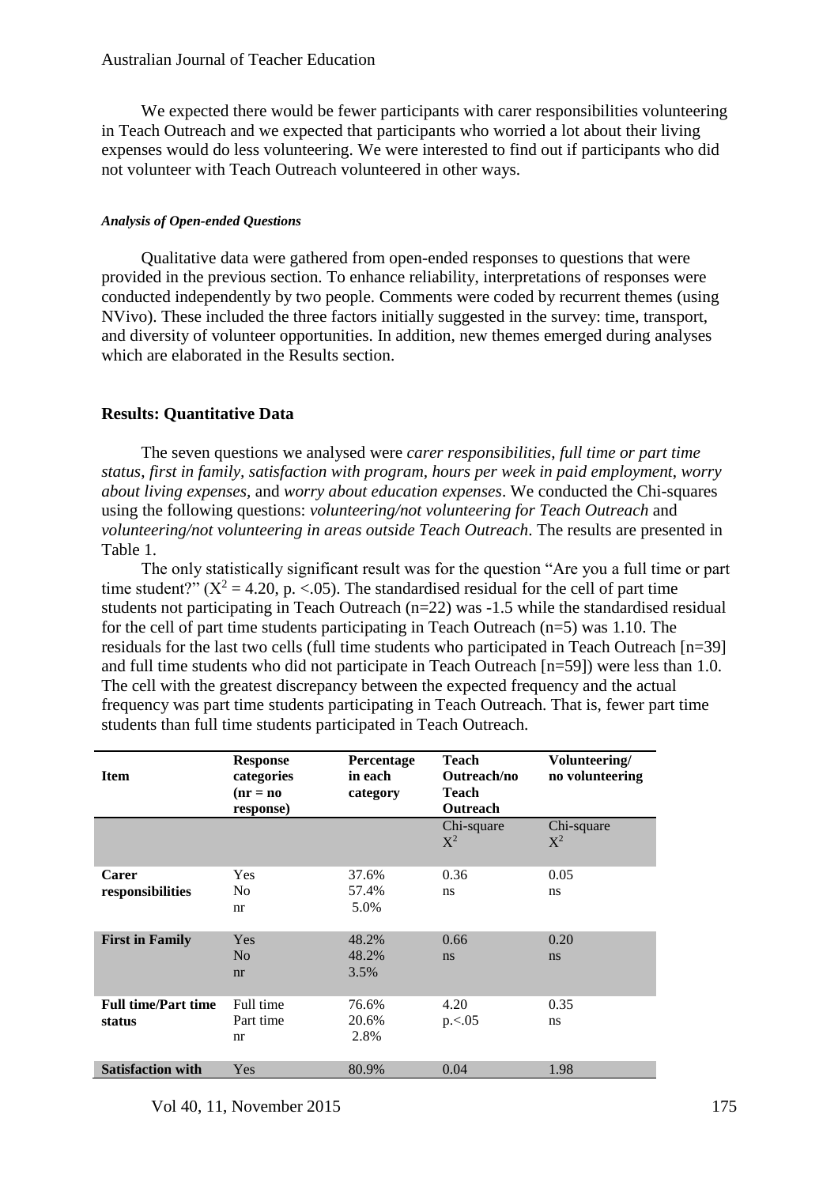We expected there would be fewer participants with carer responsibilities volunteering in Teach Outreach and we expected that participants who worried a lot about their living expenses would do less volunteering. We were interested to find out if participants who did not volunteer with Teach Outreach volunteered in other ways.

#### *Analysis of Open-ended Questions*

Qualitative data were gathered from open-ended responses to questions that were provided in the previous section. To enhance reliability, interpretations of responses were conducted independently by two people. Comments were coded by recurrent themes (using NVivo). These included the three factors initially suggested in the survey: time, transport, and diversity of volunteer opportunities. In addition, new themes emerged during analyses which are elaborated in the Results section.

## Results: Quantitative Data

The seven questions we analysed were *carer responsibilities*, *full time or part time status*, *first in family*, *satisfaction with program*, *hours per week in paid employment*, *worry about living expenses*, and *worry about education expenses*. We conducted the Chi-squares using the following questions: *volunteering/not volunteering for Teach Outreach* and *volunteering/not volunteering in areas outside Teach Outreach*. The results are presented in Table 1.

The only statistically significant result was for the question "Are you a full time or part time student?" ($X^2 = 4.20$, $p. <.05$). The standardised residual for the cell of part time students not participating in Teach Outreach (n=22) was -1.5 while the standardised residual for the cell of part time students participating in Teach Outreach (n=5) was 1.10. The residuals for the last two cells (full time students who participated in Teach Outreach [n=39] and full time students who did not participate in Teach Outreach [n=59]) were less than 1.0. The cell with the greatest discrepancy between the expected frequency and the actual frequency was part time students participating in Teach Outreach. That is, fewer part time students than full time students participated in Teach Outreach.

| Item | Response categories (nr = no response) | Percentage in each category | Teach Outreach/no Teach Outreach | Volunteering/ no volunteering |
|---|---|---|---|---|
| | | | Chi-square $X^2$ | Chi-square $X^2$ |
| **Carer responsibilities** | Yes<br>No<br>nr | 37.6%<br>57.4%<br>5.0% | 0.36<br>ns | 0.05<br>ns |
| **First in Family** | Yes<br>No<br>nr | 48.2%<br>48.2%<br>3.5% | 0.66<br>ns | 0.20<br>ns |
| **Full time/Part time status** | Full time<br>Part time<br>nr | 76.6%<br>20.6%<br>2.8% | 4.20<br>p.<.05 | 0.35<br>ns |
| **Satisfaction with** | Yes | 80.9% | 0.04 | 1.98 |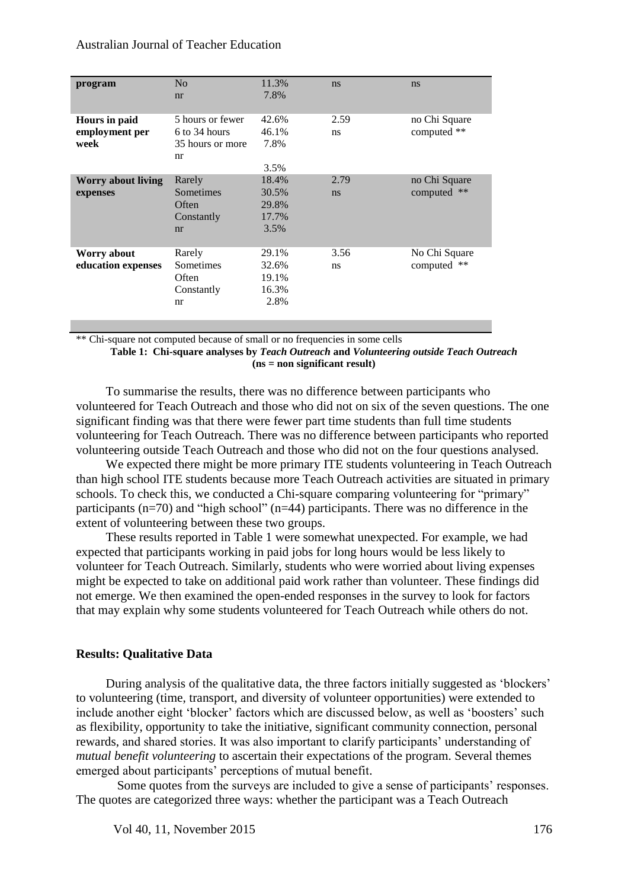| program | No<br>nr | 11.3%<br>7.8% | ns | ns |
|---|---|---|---|---|
| **Hours in paid employment per week** | 5 hours or fewer<br>6 to 34 hours<br>35 hours or more<br>nr | 42.6%<br>46.1%<br>7.8%<br>3.5% | 2.59<br>ns | no Chi Square computed ** |
| **Worry about living expenses** | Rarely<br>Sometimes<br>Often<br>Constantly<br>nr | 18.4%<br>30.5%<br>29.8%<br>17.7%<br>3.5% | 2.79<br>ns | no Chi Square computed ** |
| **Worry about education expenses** | Rarely<br>Sometimes<br>Often<br>Constantly<br>nr | 29.1%<br>32.6%<br>19.1%<br>16.3%<br>2.8% | 3.56<br>ns | No Chi Square computed ** |

** Chi-square not computed because of small or no frequencies in some cells

**Table 1: Chi-square analyses by *Teach Outreach* and *Volunteering outside Teach Outreach* (ns = non significant result)**

To summarise the results, there was no difference between participants who volunteered for Teach Outreach and those who did not on six of the seven questions. The one significant finding was that there were fewer part time students than full time students volunteering for Teach Outreach. There was no difference between participants who reported volunteering outside Teach Outreach and those who did not on the four questions analysed.

We expected there might be more primary ITE students volunteering in Teach Outreach than high school ITE students because more Teach Outreach activities are situated in primary schools. To check this, we conducted a Chi-square comparing volunteering for "primary" participants (n=70) and "high school" (n=44) participants. There was no difference in the extent of volunteering between these two groups.

These results reported in Table 1 were somewhat unexpected. For example, we had expected that participants working in paid jobs for long hours would be less likely to volunteer for Teach Outreach. Similarly, students who were worried about living expenses might be expected to take on additional paid work rather than volunteer. These findings did not emerge. We then examined the open-ended responses in the survey to look for factors that may explain why some students volunteered for Teach Outreach while others do not.

## Results: Qualitative Data

During analysis of the qualitative data, the three factors initially suggested as 'blockers' to volunteering (time, transport, and diversity of volunteer opportunities) were extended to include another eight 'blocker' factors which are discussed below, as well as 'boosters' such as flexibility, opportunity to take the initiative, significant community connection, personal rewards, and shared stories. It was also important to clarify participants' understanding of *mutual benefit volunteering* to ascertain their expectations of the program. Several themes emerged about participants' perceptions of mutual benefit.

Some quotes from the surveys are included to give a sense of participants' responses. The quotes are categorized three ways: whether the participant was a Teach Outreach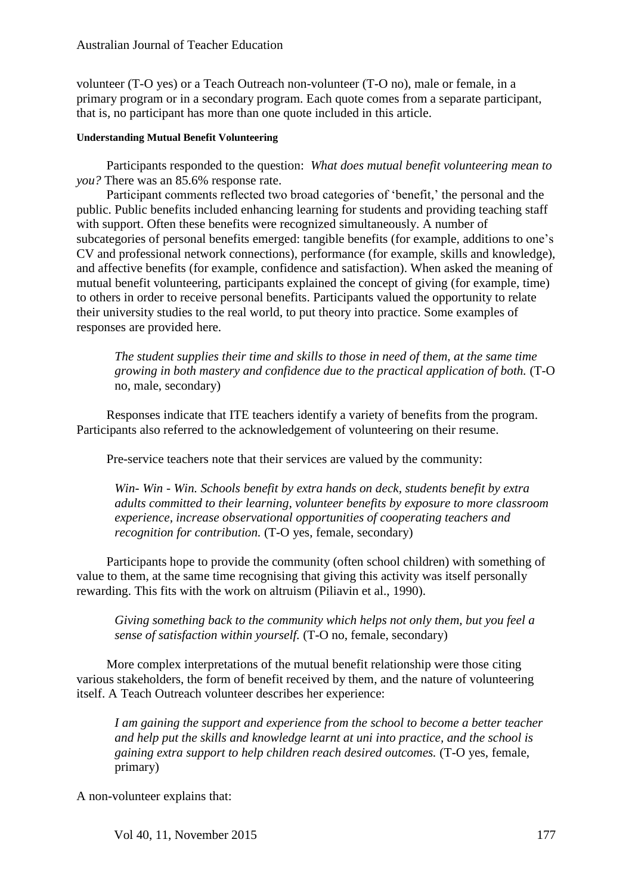volunteer (T-O yes) or a Teach Outreach non-volunteer (T-O no), male or female, in a primary program or in a secondary program. Each quote comes from a separate participant, that is, no participant has more than one quote included in this article.

#### Understanding Mutual Benefit Volunteering

Participants responded to the question: *What does mutual benefit volunteering mean to you?* There was an 85.6% response rate.

Participant comments reflected two broad categories of 'benefit,' the personal and the public. Public benefits included enhancing learning for students and providing teaching staff with support. Often these benefits were recognized simultaneously. A number of subcategories of personal benefits emerged: tangible benefits (for example, additions to one's CV and professional network connections), performance (for example, skills and knowledge), and affective benefits (for example, confidence and satisfaction). When asked the meaning of mutual benefit volunteering, participants explained the concept of giving (for example, time) to others in order to receive personal benefits. Participants valued the opportunity to relate their university studies to the real world, to put theory into practice. Some examples of responses are provided here.

> *The student supplies their time and skills to those in need of them, at the same time growing in both mastery and confidence due to the practical application of both.* (T-O no, male, secondary)

Responses indicate that ITE teachers identify a variety of benefits from the program. Participants also referred to the acknowledgement of volunteering on their resume.

Pre-service teachers note that their services are valued by the community:

> *Win- Win - Win. Schools benefit by extra hands on deck, students benefit by extra adults committed to their learning, volunteer benefits by exposure to more classroom experience, increase observational opportunities of cooperating teachers and recognition for contribution.* (T-O yes, female, secondary)

Participants hope to provide the community (often school children) with something of value to them, at the same time recognising that giving this activity was itself personally rewarding. This fits with the work on altruism (Piliavin et al., 1990).

> *Giving something back to the community which helps not only them, but you feel a sense of satisfaction within yourself.* (T-O no, female, secondary)

More complex interpretations of the mutual benefit relationship were those citing various stakeholders, the form of benefit received by them, and the nature of volunteering itself. A Teach Outreach volunteer describes her experience:

> *I am gaining the support and experience from the school to become a better teacher and help put the skills and knowledge learnt at uni into practice, and the school is gaining extra support to help children reach desired outcomes.* (T-O yes, female, primary)

A non-volunteer explains that: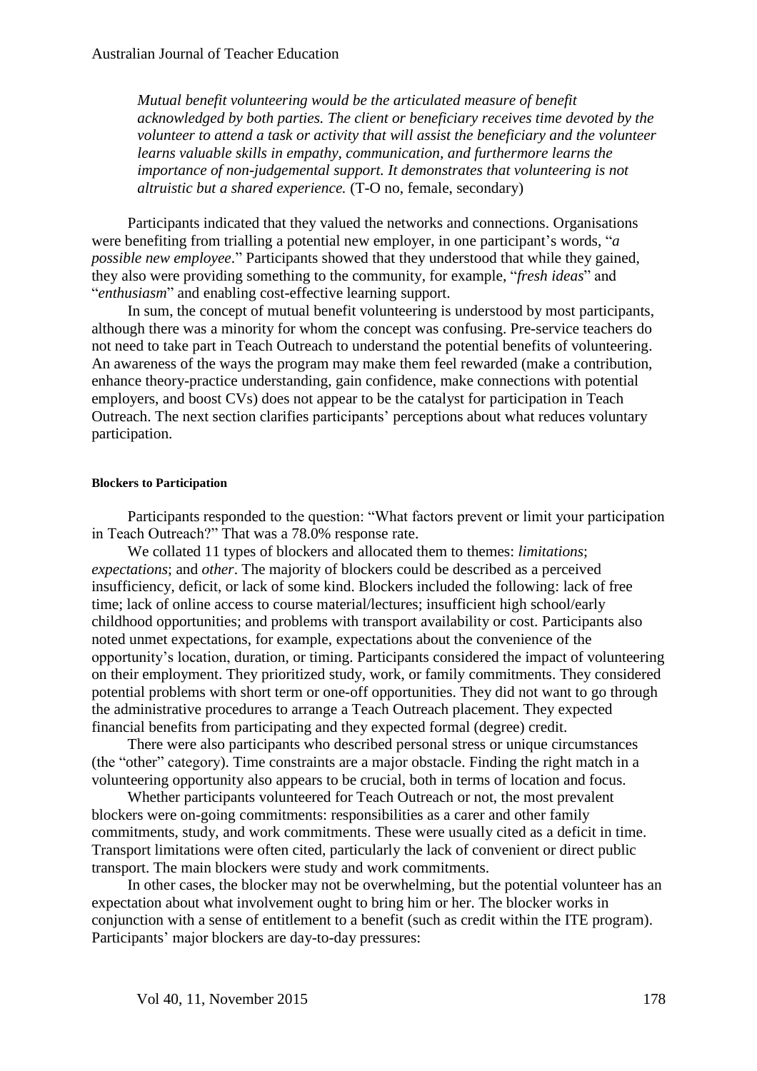*Mutual benefit volunteering would be the articulated measure of benefit acknowledged by both parties. The client or beneficiary receives time devoted by the volunteer to attend a task or activity that will assist the beneficiary and the volunteer learns valuable skills in empathy, communication, and furthermore learns the importance of non-judgemental support. It demonstrates that volunteering is not altruistic but a shared experience.* (T-O no, female, secondary)

Participants indicated that they valued the networks and connections. Organisations were benefiting from trialling a potential new employer, in one participant's words, "*a possible new employee*." Participants showed that they understood that while they gained, they also were providing something to the community, for example, "*fresh ideas*" and "*enthusiasm*" and enabling cost-effective learning support.

In sum, the concept of mutual benefit volunteering is understood by most participants, although there was a minority for whom the concept was confusing. Pre-service teachers do not need to take part in Teach Outreach to understand the potential benefits of volunteering. An awareness of the ways the program may make them feel rewarded (make a contribution, enhance theory-practice understanding, gain confidence, make connections with potential employers, and boost CVs) does not appear to be the catalyst for participation in Teach Outreach. The next section clarifies participants' perceptions about what reduces voluntary participation.

#### Blockers to Participation

Participants responded to the question: "What factors prevent or limit your participation in Teach Outreach?" That was a 78.0% response rate.

We collated 11 types of blockers and allocated them to themes: *limitations*; *expectations*; and *other*. The majority of blockers could be described as a perceived insufficiency, deficit, or lack of some kind. Blockers included the following: lack of free time; lack of online access to course material/lectures; insufficient high school/early childhood opportunities; and problems with transport availability or cost. Participants also noted unmet expectations, for example, expectations about the convenience of the opportunity's location, duration, or timing. Participants considered the impact of volunteering on their employment. They prioritized study, work, or family commitments. They considered potential problems with short term or one-off opportunities. They did not want to go through the administrative procedures to arrange a Teach Outreach placement. They expected financial benefits from participating and they expected formal (degree) credit.

There were also participants who described personal stress or unique circumstances (the "other" category). Time constraints are a major obstacle. Finding the right match in a volunteering opportunity also appears to be crucial, both in terms of location and focus.

Whether participants volunteered for Teach Outreach or not, the most prevalent blockers were on-going commitments: responsibilities as a carer and other family commitments, study, and work commitments. These were usually cited as a deficit in time. Transport limitations were often cited, particularly the lack of convenient or direct public transport. The main blockers were study and work commitments.

In other cases, the blocker may not be overwhelming, but the potential volunteer has an expectation about what involvement ought to bring him or her. The blocker works in conjunction with a sense of entitlement to a benefit (such as credit within the ITE program). Participants' major blockers are day-to-day pressures: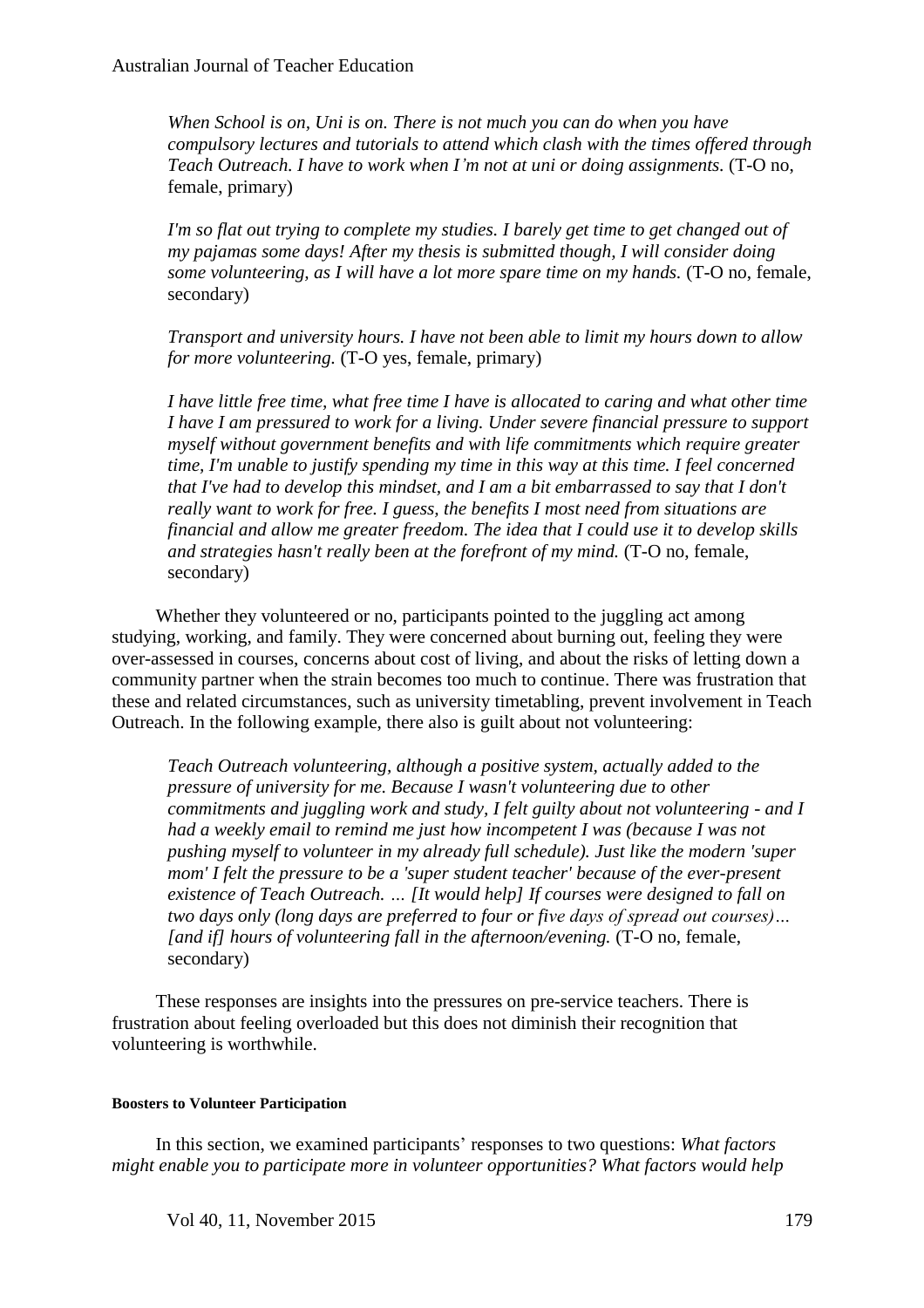> *When School is on, Uni is on. There is not much you can do when you have compulsory lectures and tutorials to attend which clash with the times offered through Teach Outreach. I have to work when I'm not at uni or doing assignments.* (T-O no, female, primary)

> *I'm so flat out trying to complete my studies. I barely get time to get changed out of my pajamas some days! After my thesis is submitted though, I will consider doing some volunteering, as I will have a lot more spare time on my hands.* (T-O no, female, secondary)

> *Transport and university hours. I have not been able to limit my hours down to allow for more volunteering.* (T-O yes, female, primary)

> *I have little free time, what free time I have is allocated to caring and what other time I have I am pressured to work for a living. Under severe financial pressure to support myself without government benefits and with life commitments which require greater time, I'm unable to justify spending my time in this way at this time. I feel concerned that I've had to develop this mindset, and I am a bit embarrassed to say that I don't really want to work for free. I guess, the benefits I most need from situations are financial and allow me greater freedom. The idea that I could use it to develop skills and strategies hasn't really been at the forefront of my mind.* (T-O no, female, secondary)

Whether they volunteered or no, participants pointed to the juggling act among studying, working, and family. They were concerned about burning out, feeling they were over-assessed in courses, concerns about cost of living, and about the risks of letting down a community partner when the strain becomes too much to continue. There was frustration that these and related circumstances, such as university timetabling, prevent involvement in Teach Outreach. In the following example, there also is guilt about not volunteering:

> *Teach Outreach volunteering, although a positive system, actually added to the pressure of university for me. Because I wasn't volunteering due to other commitments and juggling work and study, I felt guilty about not volunteering - and I had a weekly email to remind me just how incompetent I was (because I was not pushing myself to volunteer in my already full schedule). Just like the modern 'super mom' I felt the pressure to be a 'super student teacher' because of the ever-present existence of Teach Outreach. … [It would help] If courses were designed to fall on two days only (long days are preferred to four or five days of spread out courses)… [and if] hours of volunteering fall in the afternoon/evening.* (T-O no, female, secondary)

These responses are insights into the pressures on pre-service teachers. There is frustration about feeling overloaded but this does not diminish their recognition that volunteering is worthwhile.

#### Boosters to Volunteer Participation

In this section, we examined participants' responses to two questions: *What factors might enable you to participate more in volunteer opportunities? What factors would help*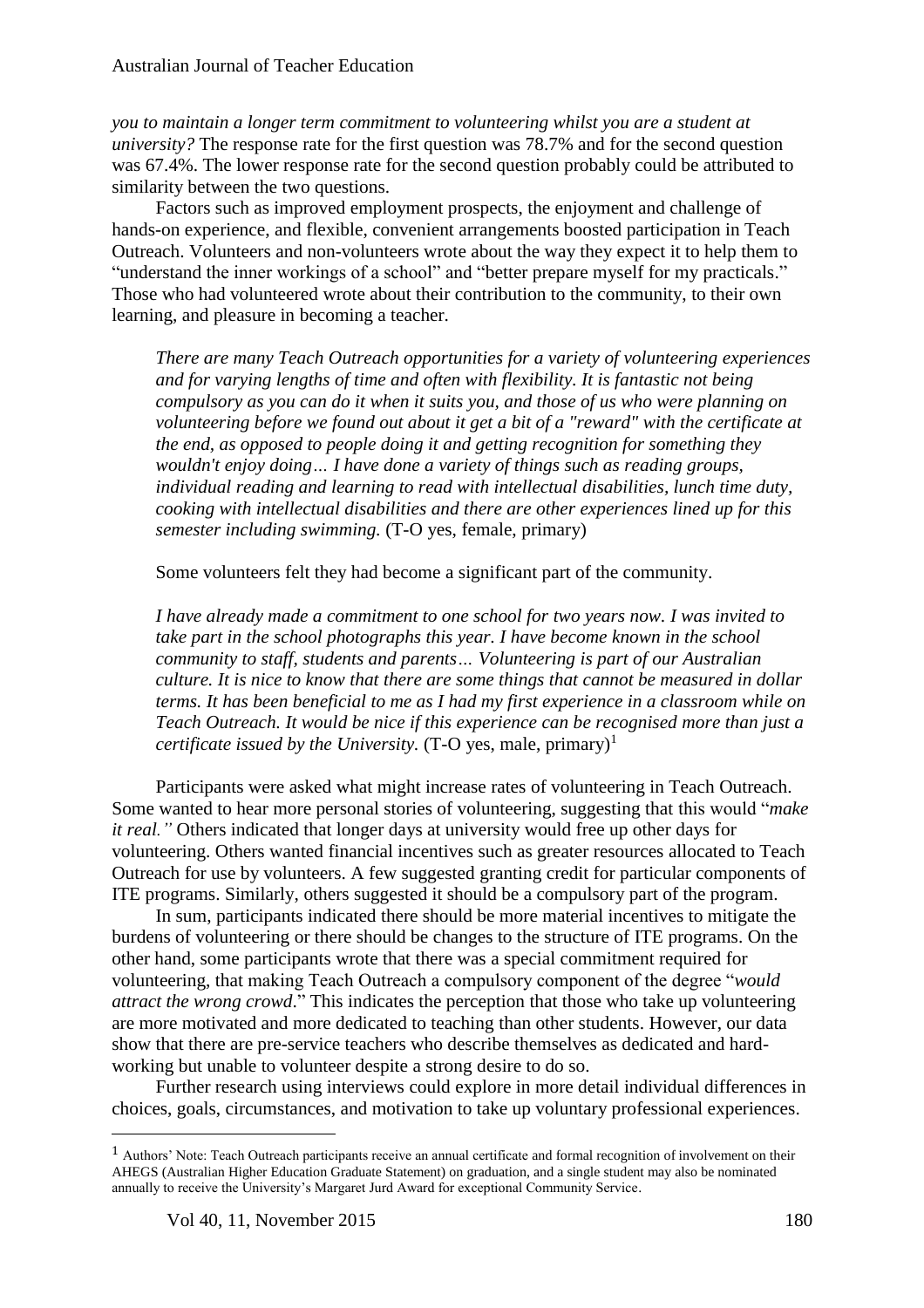*you to maintain a longer term commitment to volunteering whilst you are a student at university?* The response rate for the first question was 78.7% and for the second question was 67.4%. The lower response rate for the second question probably could be attributed to similarity between the two questions.

Factors such as improved employment prospects, the enjoyment and challenge of hands-on experience, and flexible, convenient arrangements boosted participation in Teach Outreach. Volunteers and non-volunteers wrote about the way they expect it to help them to "understand the inner workings of a school" and "better prepare myself for my practicals." Those who had volunteered wrote about their contribution to the community, to their own learning, and pleasure in becoming a teacher.

> *There are many Teach Outreach opportunities for a variety of volunteering experiences and for varying lengths of time and often with flexibility. It is fantastic not being compulsory as you can do it when it suits you, and those of us who were planning on volunteering before we found out about it get a bit of a "reward" with the certificate at the end, as opposed to people doing it and getting recognition for something they wouldn't enjoy doing… I have done a variety of things such as reading groups, individual reading and learning to read with intellectual disabilities, lunch time duty, cooking with intellectual disabilities and there are other experiences lined up for this semester including swimming.* (T-O yes, female, primary)

Some volunteers felt they had become a significant part of the community.

> *I have already made a commitment to one school for two years now. I was invited to take part in the school photographs this year. I have become known in the school community to staff, students and parents… Volunteering is part of our Australian culture. It is nice to know that there are some things that cannot be measured in dollar terms. It has been beneficial to me as I had my first experience in a classroom while on Teach Outreach. It would be nice if this experience can be recognised more than just a certificate issued by the University.* (T-O yes, male, primary)[1]

Participants were asked what might increase rates of volunteering in Teach Outreach. Some wanted to hear more personal stories of volunteering, suggesting that this would "*make it real."* Others indicated that longer days at university would free up other days for volunteering. Others wanted financial incentives such as greater resources allocated to Teach Outreach for use by volunteers. A few suggested granting credit for particular components of ITE programs. Similarly, others suggested it should be a compulsory part of the program.

In sum, participants indicated there should be more material incentives to mitigate the burdens of volunteering or there should be changes to the structure of ITE programs. On the other hand, some participants wrote that there was a special commitment required for volunteering, that making Teach Outreach a compulsory component of the degree "*would attract the wrong crowd*." This indicates the perception that those who take up volunteering are more motivated and more dedicated to teaching than other students. However, our data show that there are pre-service teachers who describe themselves as dedicated and hard-working but unable to volunteer despite a strong desire to do so.

Further research using interviews could explore in more detail individual differences in choices, goals, circumstances, and motivation to take up voluntary professional experiences.

---

[1] Authors' Note: Teach Outreach participants receive an annual certificate and formal recognition of involvement on their AHEGS (Australian Higher Education Graduate Statement) on graduation, and a single student may also be nominated annually to receive the University's Margaret Jurd Award for exceptional Community Service.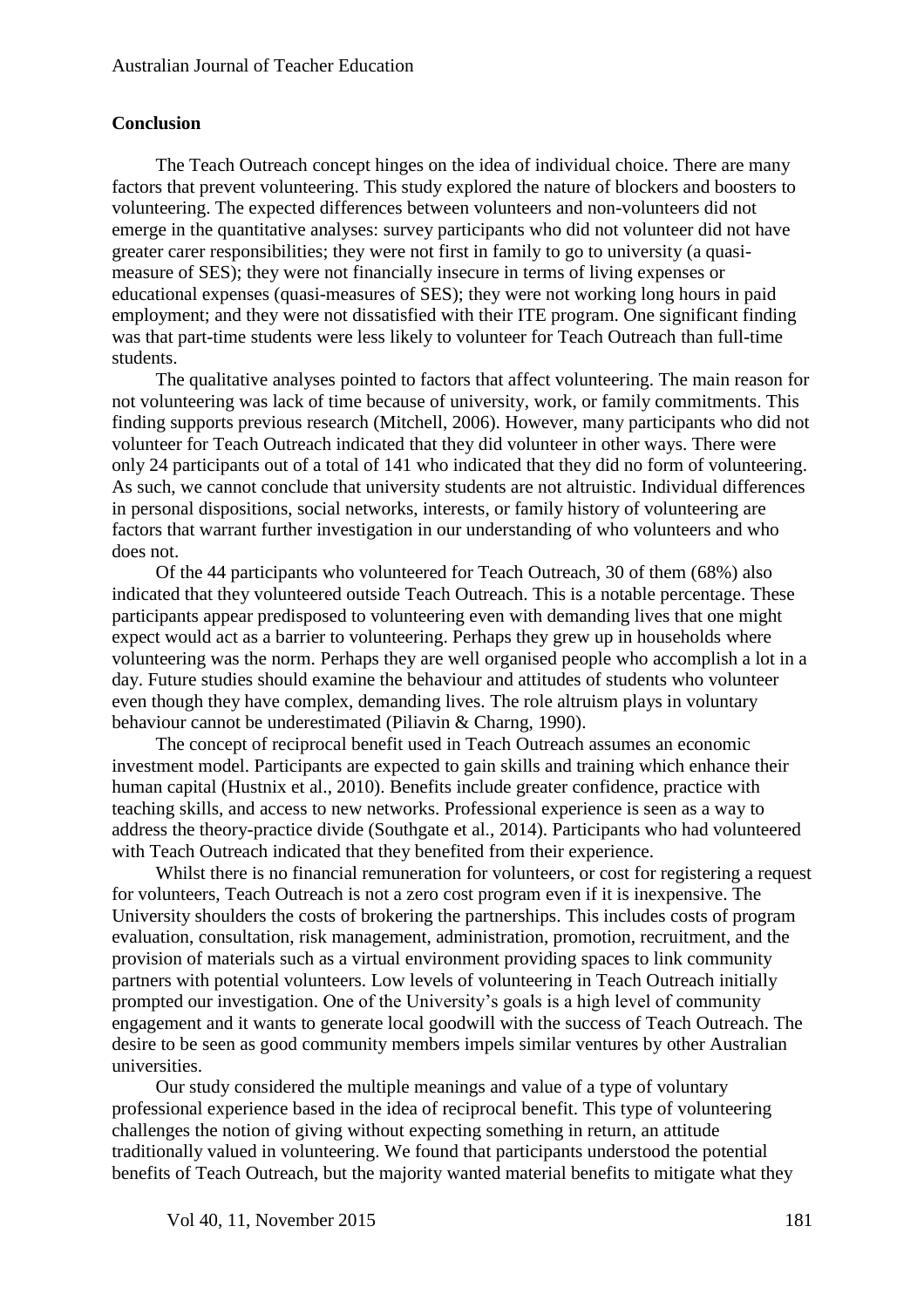## Conclusion

The Teach Outreach concept hinges on the idea of individual choice. There are many factors that prevent volunteering. This study explored the nature of blockers and boosters to volunteering. The expected differences between volunteers and non-volunteers did not emerge in the quantitative analyses: survey participants who did not volunteer did not have greater carer responsibilities; they were not first in family to go to university (a quasi-measure of SES); they were not financially insecure in terms of living expenses or educational expenses (quasi-measures of SES); they were not working long hours in paid employment; and they were not dissatisfied with their ITE program. One significant finding was that part-time students were less likely to volunteer for Teach Outreach than full-time students.

The qualitative analyses pointed to factors that affect volunteering. The main reason for not volunteering was lack of time because of university, work, or family commitments. This finding supports previous research (Mitchell, 2006). However, many participants who did not volunteer for Teach Outreach indicated that they did volunteer in other ways. There were only 24 participants out of a total of 141 who indicated that they did no form of volunteering. As such, we cannot conclude that university students are not altruistic. Individual differences in personal dispositions, social networks, interests, or family history of volunteering are factors that warrant further investigation in our understanding of who volunteers and who does not.

Of the 44 participants who volunteered for Teach Outreach, 30 of them (68%) also indicated that they volunteered outside Teach Outreach. This is a notable percentage. These participants appear predisposed to volunteering even with demanding lives that one might expect would act as a barrier to volunteering. Perhaps they grew up in households where volunteering was the norm. Perhaps they are well organised people who accomplish a lot in a day. Future studies should examine the behaviour and attitudes of students who volunteer even though they have complex, demanding lives. The role altruism plays in voluntary behaviour cannot be underestimated (Piliavin & Charng, 1990).

The concept of reciprocal benefit used in Teach Outreach assumes an economic investment model. Participants are expected to gain skills and training which enhance their human capital (Hustnix et al., 2010). Benefits include greater confidence, practice with teaching skills, and access to new networks. Professional experience is seen as a way to address the theory-practice divide (Southgate et al., 2014). Participants who had volunteered with Teach Outreach indicated that they benefited from their experience.

Whilst there is no financial remuneration for volunteers, or cost for registering a request for volunteers, Teach Outreach is not a zero cost program even if it is inexpensive. The University shoulders the costs of brokering the partnerships. This includes costs of program evaluation, consultation, risk management, administration, promotion, recruitment, and the provision of materials such as a virtual environment providing spaces to link community partners with potential volunteers. Low levels of volunteering in Teach Outreach initially prompted our investigation. One of the University's goals is a high level of community engagement and it wants to generate local goodwill with the success of Teach Outreach. The desire to be seen as good community members impels similar ventures by other Australian universities.

Our study considered the multiple meanings and value of a type of voluntary professional experience based in the idea of reciprocal benefit. This type of volunteering challenges the notion of giving without expecting something in return, an attitude traditionally valued in volunteering. We found that participants understood the potential benefits of Teach Outreach, but the majority wanted material benefits to mitigate what they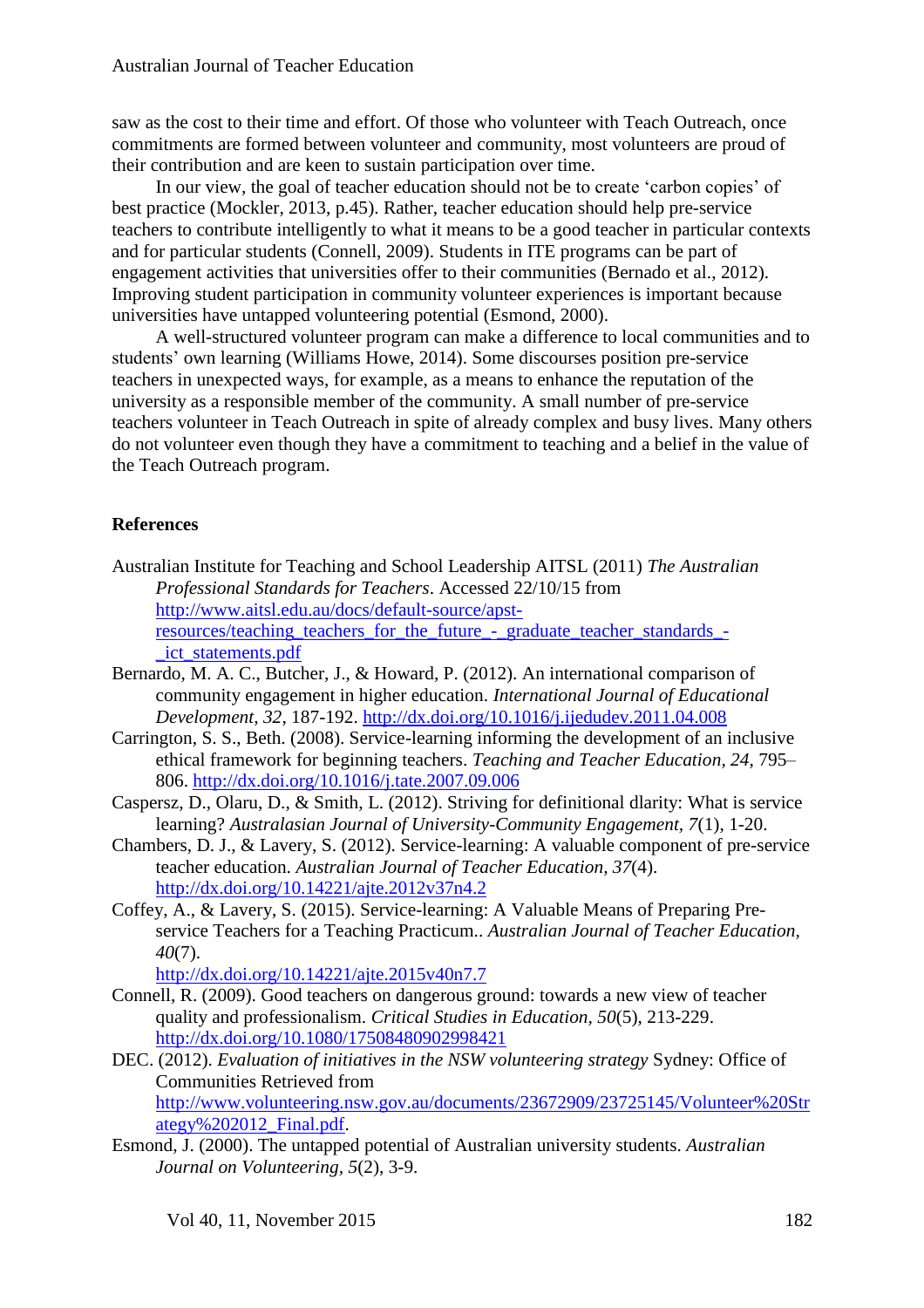saw as the cost to their time and effort. Of those who volunteer with Teach Outreach, once commitments are formed between volunteer and community, most volunteers are proud of their contribution and are keen to sustain participation over time.

In our view, the goal of teacher education should not be to create 'carbon copies' of best practice (Mockler, 2013, p.45). Rather, teacher education should help pre-service teachers to contribute intelligently to what it means to be a good teacher in particular contexts and for particular students (Connell, 2009). Students in ITE programs can be part of engagement activities that universities offer to their communities (Bernado et al., 2012). Improving student participation in community volunteer experiences is important because universities have untapped volunteering potential (Esmond, 2000).

A well-structured volunteer program can make a difference to local communities and to students' own learning (Williams Howe, 2014). Some discourses position pre-service teachers in unexpected ways, for example, as a means to enhance the reputation of the university as a responsible member of the community. A small number of pre-service teachers volunteer in Teach Outreach in spite of already complex and busy lives. Many others do not volunteer even though they have a commitment to teaching and a belief in the value of the Teach Outreach program.

## References

Australian Institute for Teaching and School Leadership AITSL (2011) *The Australian Professional Standards for Teachers*. Accessed 22/10/15 from http://www.aitsl.edu.au/docs/default-source/apst-resources/teaching_teachers_for_the_future_-_graduate_teacher_standards_-_ict_statements.pdf

Bernardo, M. A. C., Butcher, J., & Howard, P. (2012). An international comparison of community engagement in higher education. *International Journal of Educational Development*, *32*, 187-192. http://dx.doi.org/10.1016/j.ijedudev.2011.04.008

Carrington, S. S., Beth. (2008). Service-learning informing the development of an inclusive ethical framework for beginning teachers. *Teaching and Teacher Education*, *24*, 795–806. http://dx.doi.org/10.1016/j.tate.2007.09.006

Caspersz, D., Olaru, D., & Smith, L. (2012). Striving for definitional dlarity: What is service learning? *Australasian Journal of University-Community Engagement*, *7*(1), 1-20.

Chambers, D. J., & Lavery, S. (2012). Service-learning: A valuable component of pre-service teacher education. *Australian Journal of Teacher Education*, *37*(4). http://dx.doi.org/10.14221/ajte.2012v37n4.2

Coffey, A., & Lavery, S. (2015). Service-learning: A Valuable Means of Preparing Pre-service Teachers for a Teaching Practicum.. *Australian Journal of Teacher Education*, *40*(7). http://dx.doi.org/10.14221/ajte.2015v40n7.7

Connell, R. (2009). Good teachers on dangerous ground: towards a new view of teacher quality and professionalism. *Critical Studies in Education*, *50*(5), 213-229. http://dx.doi.org/10.1080/17508480902998421

DEC. (2012). *Evaluation of initiatives in the NSW volunteering strategy* Sydney: Office of Communities Retrieved from http://www.volunteering.nsw.gov.au/documents/23672909/23725145/Volunteer%20Strategy%202012_Final.pdf.

Esmond, J. (2000). The untapped potential of Australian university students. *Australian Journal on Volunteering*, *5*(2), 3-9.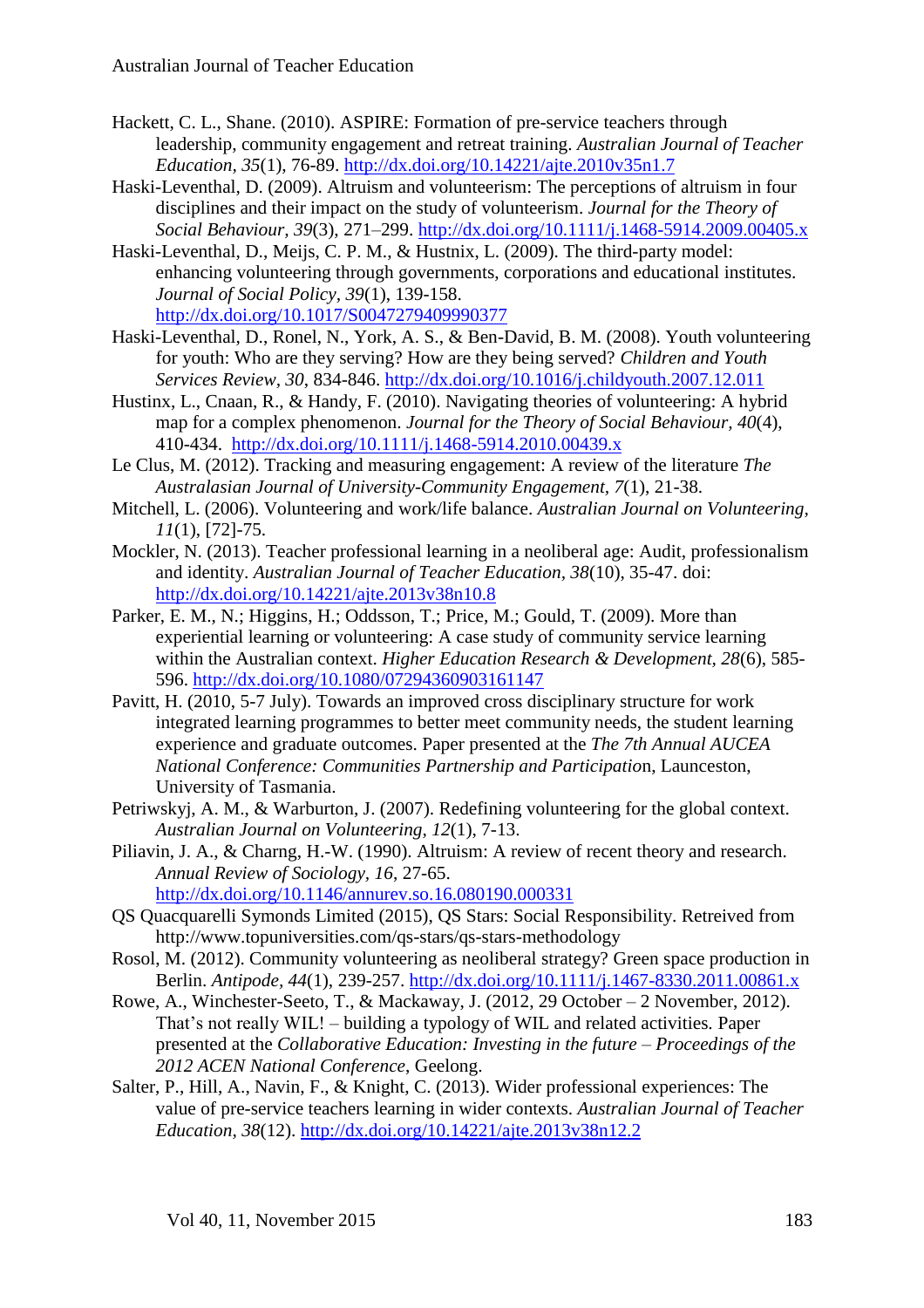Hackett, C. L., Shane. (2010). ASPIRE: Formation of pre-service teachers through leadership, community engagement and retreat training. *Australian Journal of Teacher Education, 35*(1), 76-89. http://dx.doi.org/10.14221/ajte.2010v35n1.7

Haski-Leventhal, D. (2009). Altruism and volunteerism: The perceptions of altruism in four disciplines and their impact on the study of volunteerism. *Journal for the Theory of Social Behaviour, 39*(3), 271–299. http://dx.doi.org/10.1111/j.1468-5914.2009.00405.x

Haski-Leventhal, D., Meijs, C. P. M., & Hustnix, L. (2009). The third-party model: enhancing volunteering through governments, corporations and educational institutes. *Journal of Social Policy, 39*(1), 139-158. http://dx.doi.org/10.1017/S0047279409990377

Haski-Leventhal, D., Ronel, N., York, A. S., & Ben-David, B. M. (2008). Youth volunteering for youth: Who are they serving? How are they being served? *Children and Youth Services Review, 30*, 834-846. http://dx.doi.org/10.1016/j.childyouth.2007.12.011

Hustinx, L., Cnaan, R., & Handy, F. (2010). Navigating theories of volunteering: A hybrid map for a complex phenomenon. *Journal for the Theory of Social Behaviour, 40*(4), 410-434. http://dx.doi.org/10.1111/j.1468-5914.2010.00439.x

Le Clus, M. (2012). Tracking and measuring engagement: A review of the literature *The Australasian Journal of University-Community Engagement, 7*(1), 21-38.

Mitchell, L. (2006). Volunteering and work/life balance. *Australian Journal on Volunteering, 11*(1), [72]-75.

Mockler, N. (2013). Teacher professional learning in a neoliberal age: Audit, professionalism and identity. *Australian Journal of Teacher Education, 38*(10), 35-47. doi: http://dx.doi.org/10.14221/ajte.2013v38n10.8

Parker, E. M., N.; Higgins, H.; Oddsson, T.; Price, M.; Gould, T. (2009). More than experiential learning or volunteering: A case study of community service learning within the Australian context. *Higher Education Research & Development, 28*(6), 585-596. http://dx.doi.org/10.1080/07294360903161147

Pavitt, H. (2010, 5-7 July). Towards an improved cross disciplinary structure for work integrated learning programmes to better meet community needs, the student learning experience and graduate outcomes. Paper presented at the *The 7th Annual AUCEA National Conference: Communities Partnership and Participatio*n, Launceston, University of Tasmania.

Petriwskyj, A. M., & Warburton, J. (2007). Redefining volunteering for the global context. *Australian Journal on Volunteering, 12*(1), 7-13.

Piliavin, J. A., & Charng, H.-W. (1990). Altruism: A review of recent theory and research. *Annual Review of Sociology, 16*, 27-65. http://dx.doi.org/10.1146/annurev.so.16.080190.000331

QS Quacquarelli Symonds Limited (2015), QS Stars: Social Responsibility. Retreived from http://www.topuniversities.com/qs-stars/qs-stars-methodology

Rosol, M. (2012). Community volunteering as neoliberal strategy? Green space production in Berlin. *Antipode, 44*(1), 239-257. http://dx.doi.org/10.1111/j.1467-8330.2011.00861.x

Rowe, A., Winchester-Seeto, T., & Mackaway, J. (2012, 29 October – 2 November, 2012). That's not really WIL! – building a typology of WIL and related activities. Paper presented at the *Collaborative Education: Investing in the future – Proceedings of the 2012 ACEN National Conference*, Geelong.

Salter, P., Hill, A., Navin, F., & Knight, C. (2013). Wider professional experiences: The value of pre-service teachers learning in wider contexts. *Australian Journal of Teacher Education, 38*(12). http://dx.doi.org/10.14221/ajte.2013v38n12.2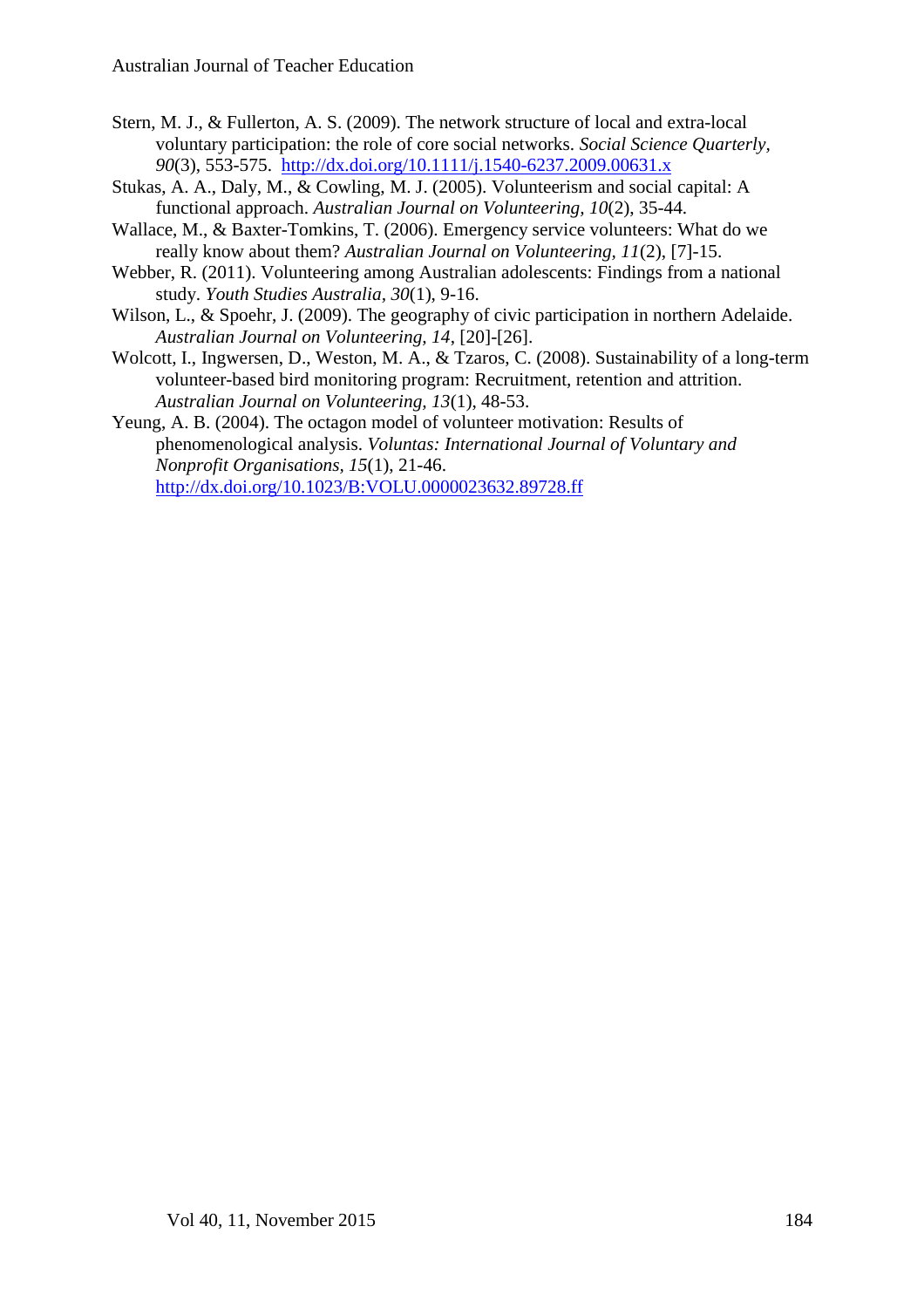Stern, M. J., & Fullerton, A. S. (2009). The network structure of local and extra-local voluntary participation: the role of core social networks. *Social Science Quarterly, 90*(3), 553-575. http://dx.doi.org/10.1111/j.1540-6237.2009.00631.x

Stukas, A. A., Daly, M., & Cowling, M. J. (2005). Volunteerism and social capital: A functional approach. *Australian Journal on Volunteering, 10*(2), 35-44.

Wallace, M., & Baxter-Tomkins, T. (2006). Emergency service volunteers: What do we really know about them? *Australian Journal on Volunteering, 11*(2), [7]-15.

Webber, R. (2011). Volunteering among Australian adolescents: Findings from a national study. *Youth Studies Australia, 30*(1), 9-16.

Wilson, L., & Spoehr, J. (2009). The geography of civic participation in northern Adelaide. *Australian Journal on Volunteering, 14*, [20]-[26].

Wolcott, I., Ingwersen, D., Weston, M. A., & Tzaros, C. (2008). Sustainability of a long-term volunteer-based bird monitoring program: Recruitment, retention and attrition. *Australian Journal on Volunteering, 13*(1), 48-53.

Yeung, A. B. (2004). The octagon model of volunteer motivation: Results of phenomenological analysis. *Voluntas: International Journal of Voluntary and Nonprofit Organisations, 15*(1), 21-46. http://dx.doi.org/10.1023/B:VOLU.0000023632.89728.ff